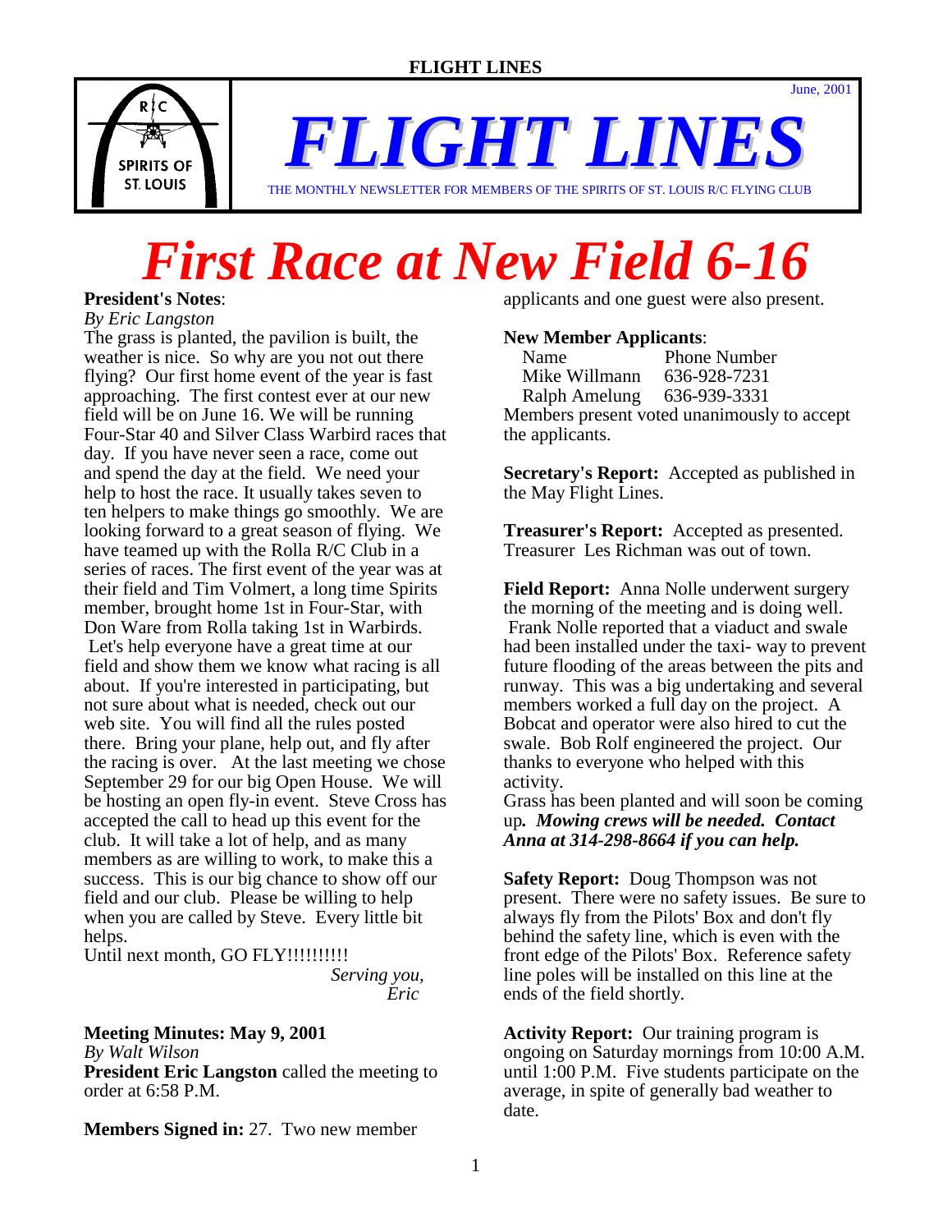# FLIGHT LINES

June, 2001

THE MONTHLY NEWSLETTER FOR MEMBERS OF THE SPIRITS OF ST. LOUIS R/C FLYING CLUB

# First Race at New Field 6-16

**President's Notes**:

*By Eric Langston*

The grass is planted, the pavilion is built, the weather is nice. So why are you not out there flying? Our first home event of the year is fast approaching. The first contest ever at our new field will be on June 16. We will be running Four-Star 40 and Silver Class Warbird races that day. If you have never seen a race, come out and spend the day at the field. We need your help to host the race. It usually takes seven to ten helpers to make things go smoothly. We are looking forward to a great season of flying. We have teamed up with the Rolla R/C Club in a series of races. The first event of the year was at their field and Tim Volmert, a long time Spirits member, brought home 1st in Four-Star, with Don Ware from Rolla taking 1st in Warbirds. Let's help everyone have a great time at our field and show them we know what racing is all about. If you're interested in participating, but not sure about what is needed, check out our web site. You will find all the rules posted there. Bring your plane, help out, and fly after the racing is over. At the last meeting we chose September 29 for our big Open House. We will be hosting an open fly-in event. Steve Cross has accepted the call to head up this event for the club. It will take a lot of help, and as many members as are willing to work, to make this a success. This is our big chance to show off our field and our club. Please be willing to help when you are called by Steve. Every little bit helps.

Until next month, GO FLY!!!!!!!!!!

*Serving you,*
*Eric*

**Meeting Minutes: May 9, 2001**

*By Walt Wilson*

**President Eric Langston** called the meeting to order at 6:58 P.M.

**Members Signed in:** 27. Two new member applicants and one guest were also present.

**New Member Applicants**:

| Name | Phone Number |
|---|---|
| Mike Willmann | 636-928-7231 |
| Ralph Amelung | 636-939-3331 |

Members present voted unanimously to accept the applicants.

**Secretary's Report:** Accepted as published in the May Flight Lines.

**Treasurer's Report:** Accepted as presented. Treasurer Les Richman was out of town.

**Field Report:** Anna Nolle underwent surgery the morning of the meeting and is doing well. Frank Nolle reported that a viaduct and swale had been installed under the taxi- way to prevent future flooding of the areas between the pits and runway. This was a big undertaking and several members worked a full day on the project. A Bobcat and operator were also hired to cut the swale. Bob Rolf engineered the project. Our thanks to everyone who helped with this activity.

Grass has been planted and will soon be coming up*. **Mowing crews will be needed. Contact Anna at 314-298-8664 if you can help.***

**Safety Report:** Doug Thompson was not present. There were no safety issues. Be sure to always fly from the Pilots' Box and don't fly behind the safety line, which is even with the front edge of the Pilots' Box. Reference safety line poles will be installed on this line at the ends of the field shortly.

**Activity Report:** Our training program is ongoing on Saturday mornings from 10:00 A.M. until 1:00 P.M. Five students participate on the average, in spite of generally bad weather to date.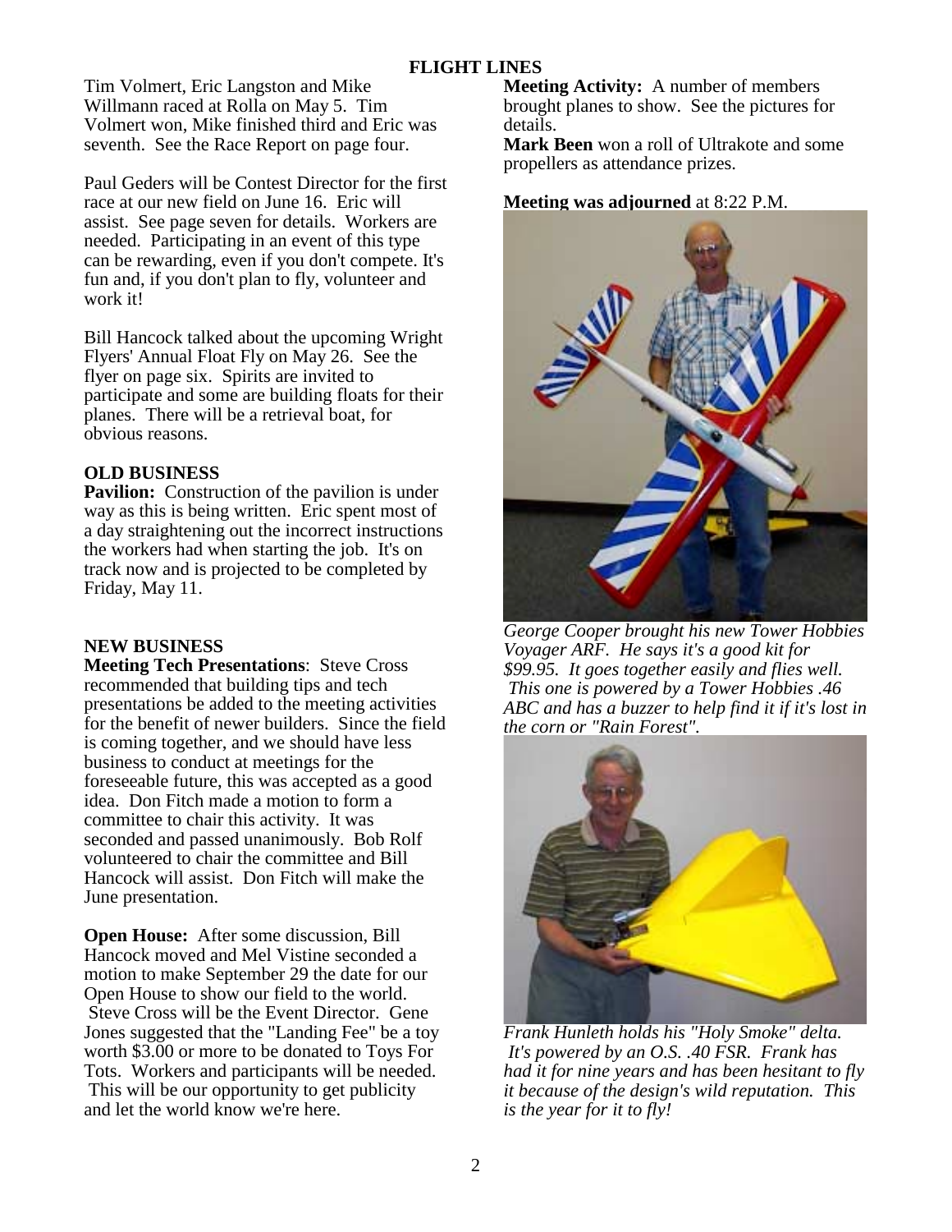# FLIGHT LINES

Tim Volmert, Eric Langston and Mike Willmann raced at Rolla on May 5. Tim Volmert won, Mike finished third and Eric was seventh. See the Race Report on page four.

Paul Geders will be Contest Director for the first race at our new field on June 16. Eric will assist. See page seven for details. Workers are needed. Participating in an event of this type can be rewarding, even if you don't compete. It's fun and, if you don't plan to fly, volunteer and work it!

Bill Hancock talked about the upcoming Wright Flyers' Annual Float Fly on May 26. See the flyer on page six. Spirits are invited to participate and some are building floats for their planes. There will be a retrieval boat, for obvious reasons.

**OLD BUSINESS**

**Pavilion:** Construction of the pavilion is under way as this is being written. Eric spent most of a day straightening out the incorrect instructions the workers had when starting the job. It's on track now and is projected to be completed by Friday, May 11.

**NEW BUSINESS**

**Meeting Tech Presentations**: Steve Cross recommended that building tips and tech presentations be added to the meeting activities for the benefit of newer builders. Since the field is coming together, and we should have less business to conduct at meetings for the foreseeable future, this was accepted as a good idea. Don Fitch made a motion to form a committee to chair this activity. It was seconded and passed unanimously. Bob Rolf volunteered to chair the committee and Bill Hancock will assist. Don Fitch will make the June presentation.

**Open House:** After some discussion, Bill Hancock moved and Mel Vistine seconded a motion to make September 29 the date for our Open House to show our field to the world. Steve Cross will be the Event Director. Gene Jones suggested that the "Landing Fee" be a toy worth $3.00 or more to be donated to Toys For Tots. Workers and participants will be needed. This will be our opportunity to get publicity and let the world know we're here.

**Meeting Activity:** A number of members brought planes to show. See the pictures for details.

**Mark Been** won a roll of Ultrakote and some propellers as attendance prizes.

**Meeting was adjourned** at 8:22 P.M.

*George Cooper brought his new Tower Hobbies Voyager ARF. He says it's a good kit for $99.95. It goes together easily and flies well. This one is powered by a Tower Hobbies .46 ABC and has a buzzer to help find it if it's lost in the corn or "Rain Forest".*

*Frank Hunleth holds his "Holy Smoke" delta. It's powered by an O.S. .40 FSR. Frank has had it for nine years and has been hesitant to fly it because of the design's wild reputation. This is the year for it to fly!*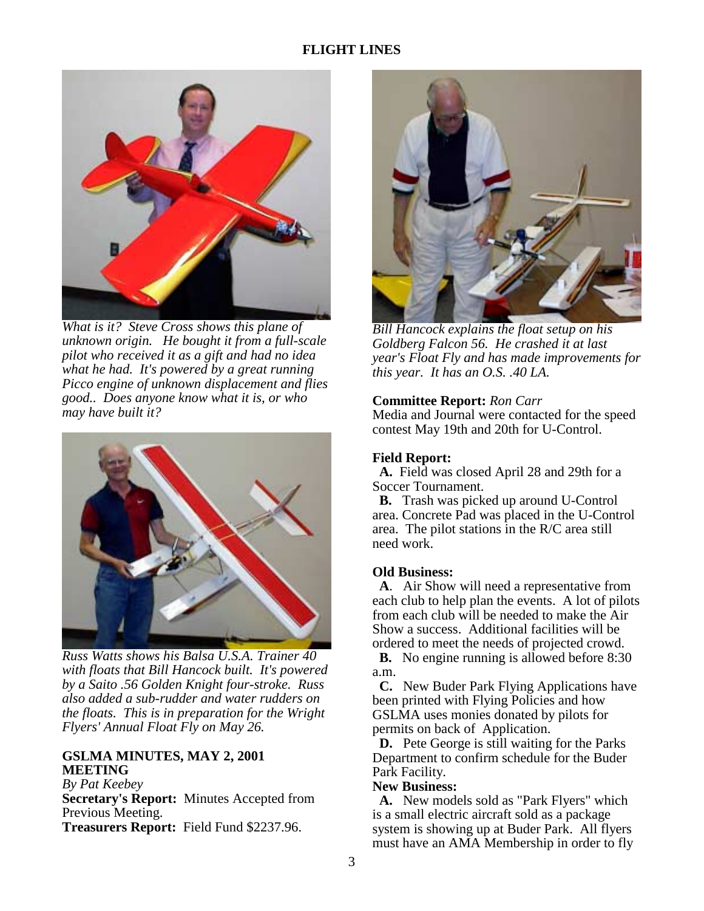*What is it? Steve Cross shows this plane of unknown origin. He bought it from a full-scale pilot who received it as a gift and had no idea what he had. It's powered by a great running Picco engine of unknown displacement and flies good.. Does anyone know what it is, or who may have built it?*

*Russ Watts shows his Balsa U.S.A. Trainer 40 with floats that Bill Hancock built. It's powered by a Saito .56 Golden Knight four-stroke. Russ also added a sub-rudder and water rudders on the floats. This is in preparation for the Wright Flyers' Annual Float Fly on May 26.*

## GSLMA MINUTES, MAY 2, 2001 MEETING

*By Pat Keebey*

**Secretary's Report:** Minutes Accepted from Previous Meeting.

**Treasurers Report:** Field Fund $2237.96.

*Bill Hancock explains the float setup on his Goldberg Falcon 56. He crashed it at last year's Float Fly and has made improvements for this year. It has an O.S. .40 LA.*

**Committee Report:** *Ron Carr*

Media and Journal were contacted for the speed contest May 19th and 20th for U-Control.

**Field Report:**

**A.** Field was closed April 28 and 29th for a Soccer Tournament.

**B.** Trash was picked up around U-Control area. Concrete Pad was placed in the U-Control area. The pilot stations in the R/C area still need work.

**Old Business:**

**A**. Air Show will need a representative from each club to help plan the events. A lot of pilots from each club will be needed to make the Air Show a success. Additional facilities will be ordered to meet the needs of projected crowd.

**B.** No engine running is allowed before 8:30 a.m.

**C.** New Buder Park Flying Applications have been printed with Flying Policies and how GSLMA uses monies donated by pilots for permits on back of Application.

**D.** Pete George is still waiting for the Parks Department to confirm schedule for the Buder Park Facility.

**New Business:**

**A.** New models sold as "Park Flyers" which is a small electric aircraft sold as a package system is showing up at Buder Park. All flyers must have an AMA Membership in order to fly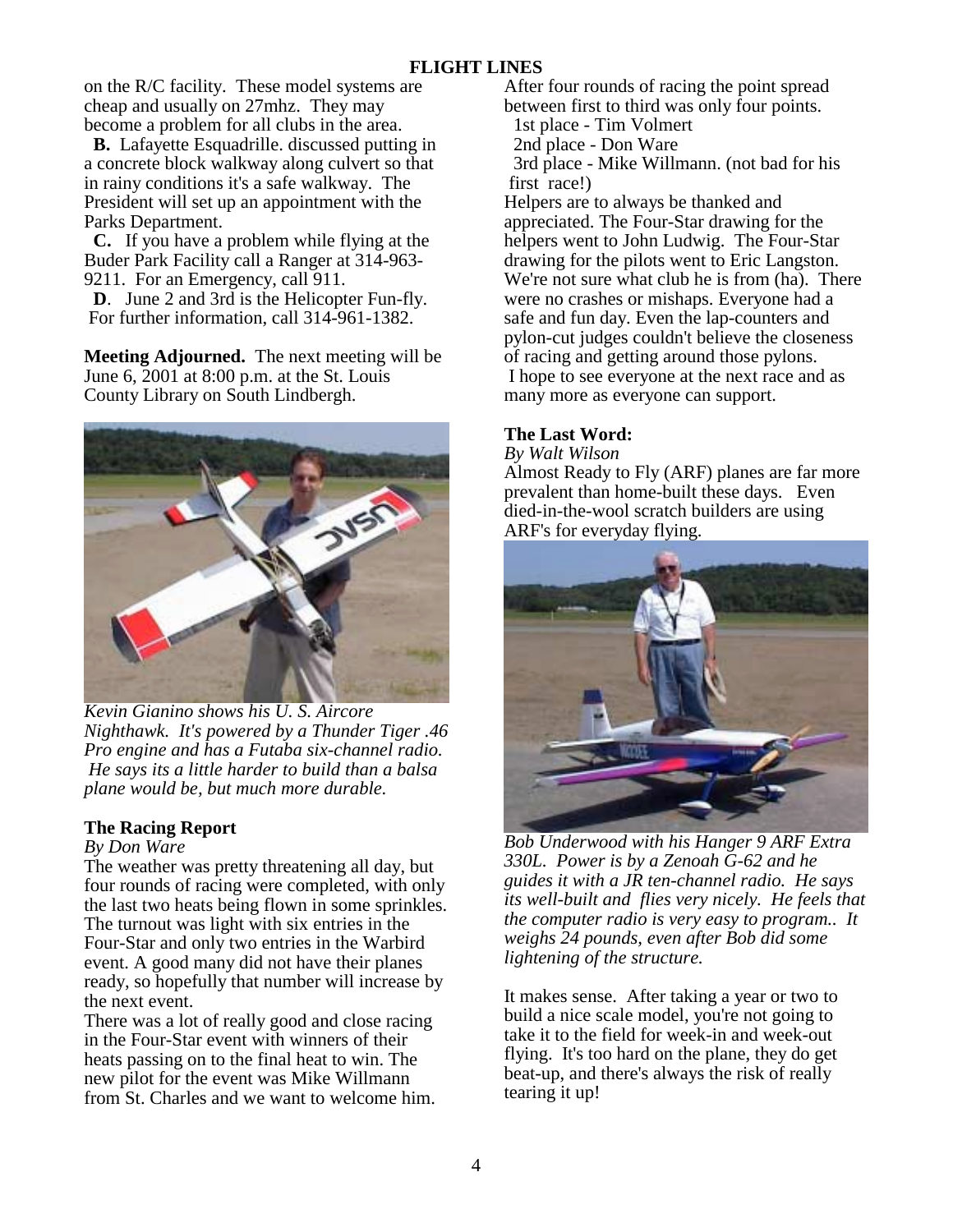on the R/C facility. These model systems are cheap and usually on 27mhz. They may become a problem for all clubs in the area.

**B.** Lafayette Esquadrille. discussed putting in a concrete block walkway along culvert so that in rainy conditions it's a safe walkway. The President will set up an appointment with the Parks Department.

**C.** If you have a problem while flying at the Buder Park Facility call a Ranger at 314-963-9211. For an Emergency, call 911.

**D**. June 2 and 3rd is the Helicopter Fun-fly. For further information, call 314-961-1382.

**Meeting Adjourned.** The next meeting will be June 6, 2001 at 8:00 p.m. at the St. Louis County Library on South Lindbergh.

*Kevin Gianino shows his U. S. Aircore Nighthawk. It's powered by a Thunder Tiger .46 Pro engine and has a Futaba six-channel radio. He says its a little harder to build than a balsa plane would be, but much more durable.*

### The Racing Report

*By Don Ware*

The weather was pretty threatening all day, but four rounds of racing were completed, with only the last two heats being flown in some sprinkles. The turnout was light with six entries in the Four-Star and only two entries in the Warbird event. A good many did not have their planes ready, so hopefully that number will increase by the next event.

There was a lot of really good and close racing in the Four-Star event with winners of their heats passing on to the final heat to win. The new pilot for the event was Mike Willmann from St. Charles and we want to welcome him.

After four rounds of racing the point spread between first to third was only four points.

1st place - Tim Volmert
2nd place - Don Ware
3rd place - Mike Willmann. (not bad for his first race!)

Helpers are to always be thanked and appreciated. The Four-Star drawing for the helpers went to John Ludwig. The Four-Star drawing for the pilots went to Eric Langston. We're not sure what club he is from (ha). There were no crashes or mishaps. Everyone had a safe and fun day. Even the lap-counters and pylon-cut judges couldn't believe the closeness of racing and getting around those pylons.

I hope to see everyone at the next race and as many more as everyone can support.

### The Last Word:

*By Walt Wilson*

Almost Ready to Fly (ARF) planes are far more prevalent than home-built these days. Even died-in-the-wool scratch builders are using ARF's for everyday flying.

*Bob Underwood with his Hanger 9 ARF Extra 330L. Power is by a Zenoah G-62 and he guides it with a JR ten-channel radio. He says its well-built and flies very nicely. He feels that the computer radio is very easy to program.. It weighs 24 pounds, even after Bob did some lightening of the structure.*

It makes sense. After taking a year or two to build a nice scale model, you're not going to take it to the field for week-in and week-out flying. It's too hard on the plane, they do get beat-up, and there's always the risk of really tearing it up!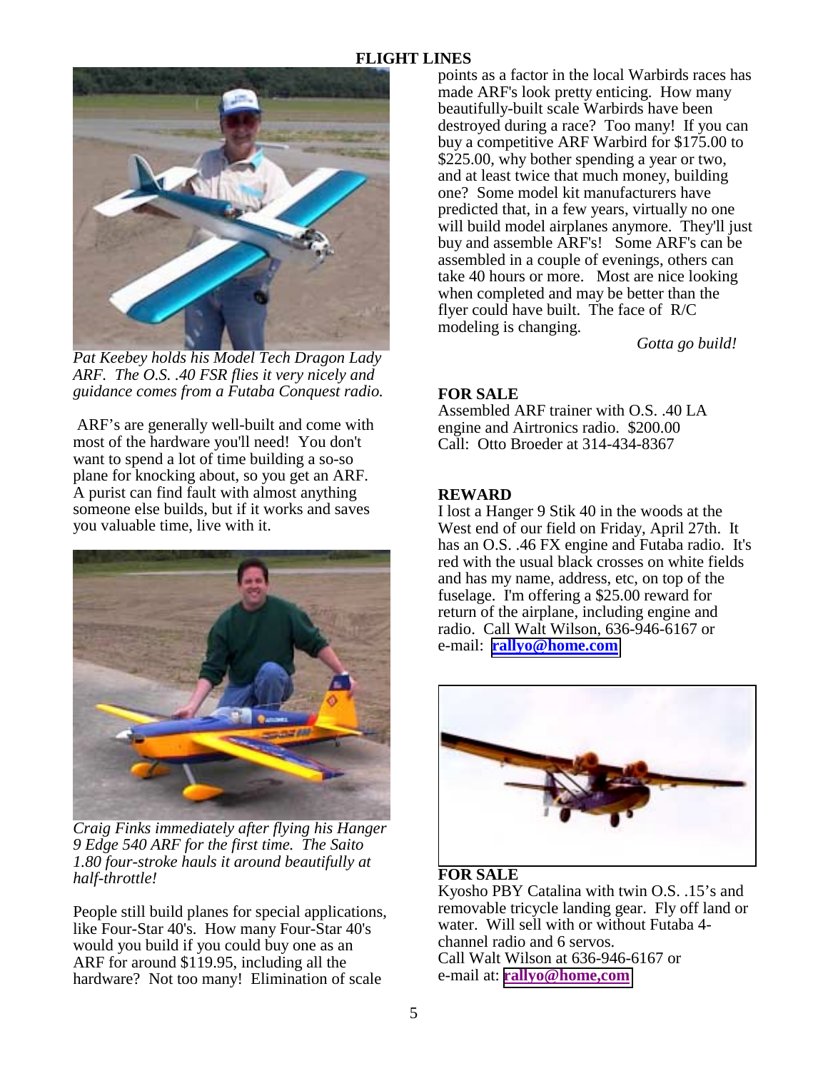*Pat Keebey holds his Model Tech Dragon Lady ARF. The O.S. .40 FSR flies it very nicely and guidance comes from a Futaba Conquest radio.*

ARF's are generally well-built and come with most of the hardware you'll need! You don't want to spend a lot of time building a so-so plane for knocking about, so you get an ARF. A purist can find fault with almost anything someone else builds, but if it works and saves you valuable time, live with it.

*Craig Finks immediately after flying his Hanger 9 Edge 540 ARF for the first time. The Saito 1.80 four-stroke hauls it around beautifully at half-throttle!*

People still build planes for special applications, like Four-Star 40's. How many Four-Star 40's would you build if you could buy one as an ARF for around $119.95, including all the hardware? Not too many! Elimination of scale points as a factor in the local Warbirds races has made ARF's look pretty enticing. How many beautifully-built scale Warbirds have been destroyed during a race? Too many! If you can buy a competitive ARF Warbird for $175.00 to $225.00, why bother spending a year or two, and at least twice that much money, building one? Some model kit manufacturers have predicted that, in a few years, virtually no one will build model airplanes anymore. They'll just buy and assemble ARF's! Some ARF's can be assembled in a couple of evenings, others can take 40 hours or more. Most are nice looking when completed and may be better than the flyer could have built. The face of R/C modeling is changing.

*Gotta go build!*

**FOR SALE**
Assembled ARF trainer with O.S. .40 LA engine and Airtronics radio. $200.00
Call: Otto Broeder at 314-434-8367

**REWARD**
I lost a Hanger 9 Stik 40 in the woods at the West end of our field on Friday, April 27th. It has an O.S. .46 FX engine and Futaba radio. It's red with the usual black crosses on white fields and has my name, address, etc, on top of the fuselage. I'm offering a $25.00 reward for return of the airplane, including engine and radio. Call Walt Wilson, 636-946-6167 or e-mail: **rallyo@home.com**

**FOR SALE**
Kyosho PBY Catalina with twin O.S. .15's and removable tricycle landing gear. Fly off land or water. Will sell with or without Futaba 4-channel radio and 6 servos.
Call Walt Wilson at 636-946-6167 or
e-mail at: **rallyo@home,com**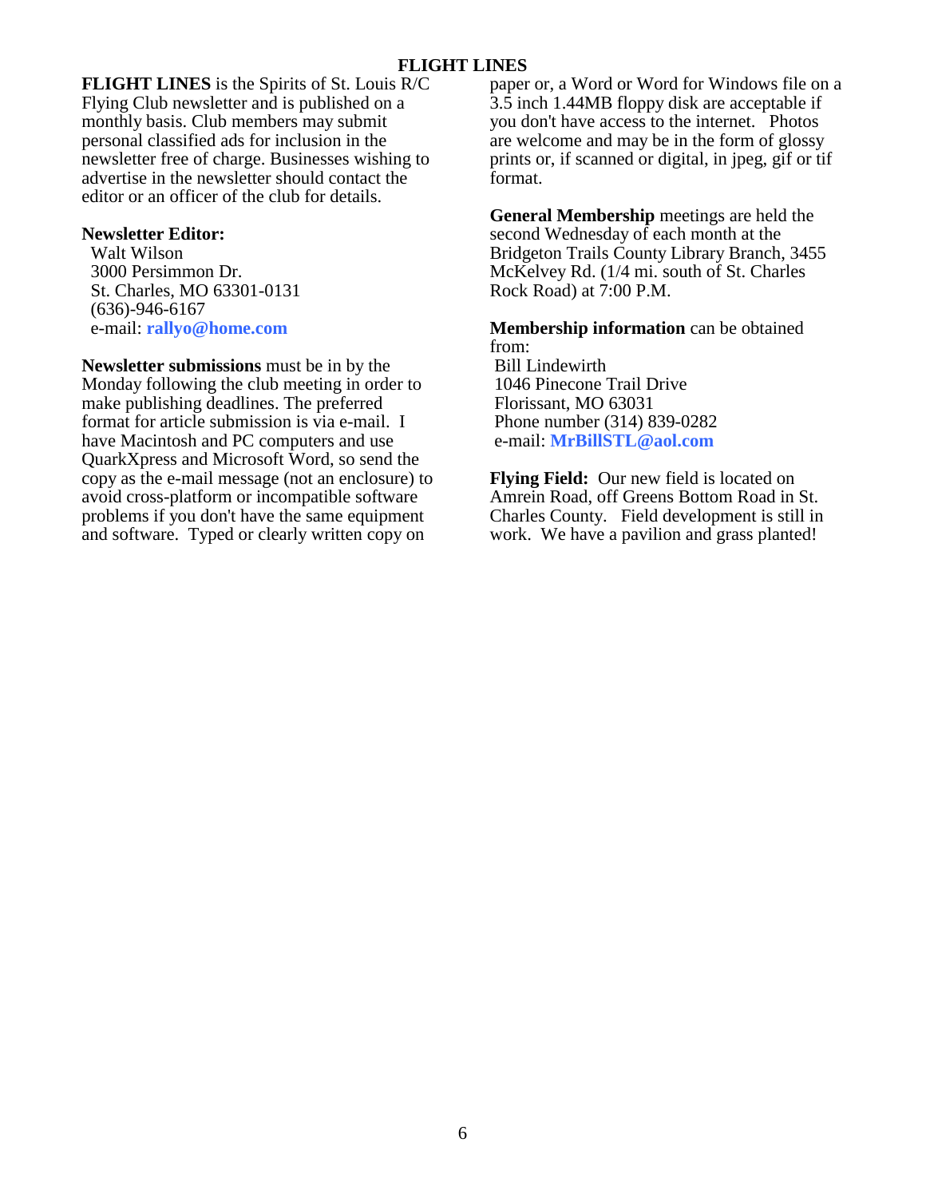# FLIGHT LINES

**FLIGHT LINES** is the Spirits of St. Louis R/C Flying Club newsletter and is published on a monthly basis. Club members may submit personal classified ads for inclusion in the newsletter free of charge. Businesses wishing to advertise in the newsletter should contact the editor or an officer of the club for details.

**Newsletter Editor:**
Walt Wilson
3000 Persimmon Dr.
St. Charles, MO 63301-0131
(636)-946-6167
e-mail: **rallyo@home.com**

**Newsletter submissions** must be in by the Monday following the club meeting in order to make publishing deadlines. The preferred format for article submission is via e-mail. I have Macintosh and PC computers and use QuarkXpress and Microsoft Word, so send the copy as the e-mail message (not an enclosure) to avoid cross-platform or incompatible software problems if you don't have the same equipment and software. Typed or clearly written copy on paper or, a Word or Word for Windows file on a 3.5 inch 1.44MB floppy disk are acceptable if you don't have access to the internet. Photos are welcome and may be in the form of glossy prints or, if scanned or digital, in jpeg, gif or tif format.

**General Membership** meetings are held the second Wednesday of each month at the Bridgeton Trails County Library Branch, 3455 McKelvey Rd. (1/4 mi. south of St. Charles Rock Road) at 7:00 P.M.

**Membership information** can be obtained from:
Bill Lindewirth
1046 Pinecone Trail Drive
Florissant, MO 63031
Phone number (314) 839-0282
e-mail: **MrBillSTL@aol.com**

**Flying Field:** Our new field is located on Amrein Road, off Greens Bottom Road in St. Charles County. Field development is still in work. We have a pavilion and grass planted!